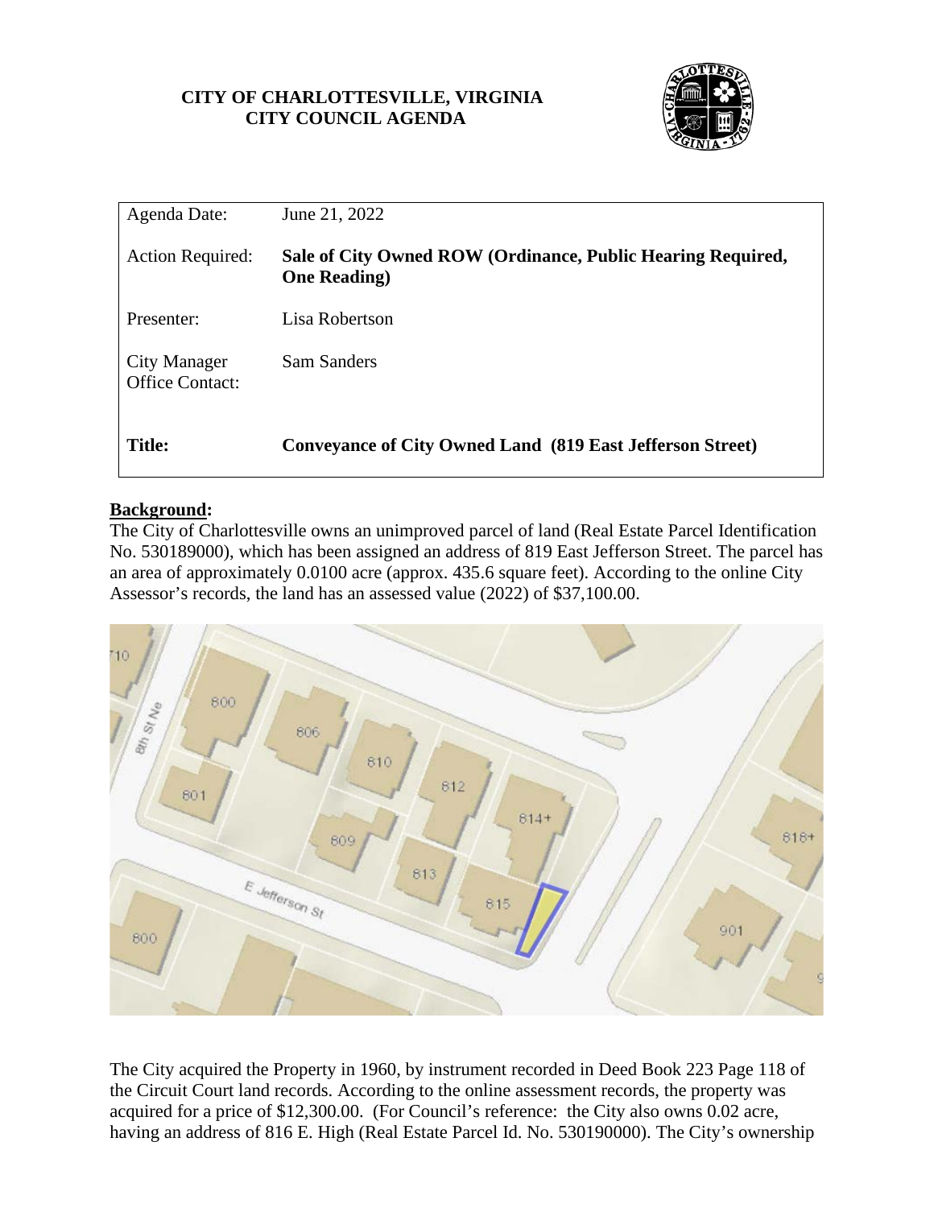**CITY OF CHARLOTTESVILLE, VIRGINIA**
**CITY COUNCIL AGENDA**

| | |
|---|---|
| Agenda Date: | June 21, 2022 |
| Action Required: | **Sale of City Owned ROW (Ordinance, Public Hearing Required, One Reading)** |
| Presenter: | Lisa Robertson |
| City Manager Office Contact: | Sam Sanders |
| **Title:** | **Conveyance of City Owned Land (819 East Jefferson Street)** |

**Background:**

The City of Charlottesville owns an unimproved parcel of land (Real Estate Parcel Identification No. 530189000), which has been assigned an address of 819 East Jefferson Street. The parcel has an area of approximately 0.0100 acre (approx. 435.6 square feet). According to the online City Assessor's records, the land has an assessed value (2022) of $37,100.00.

The City acquired the Property in 1960, by instrument recorded in Deed Book 223 Page 118 of the Circuit Court land records. According to the online assessment records, the property was acquired for a price of $12,300.00. (For Council's reference: the City also owns 0.02 acre, having an address of 816 E. High (Real Estate Parcel Id. No. 530190000). The City's ownership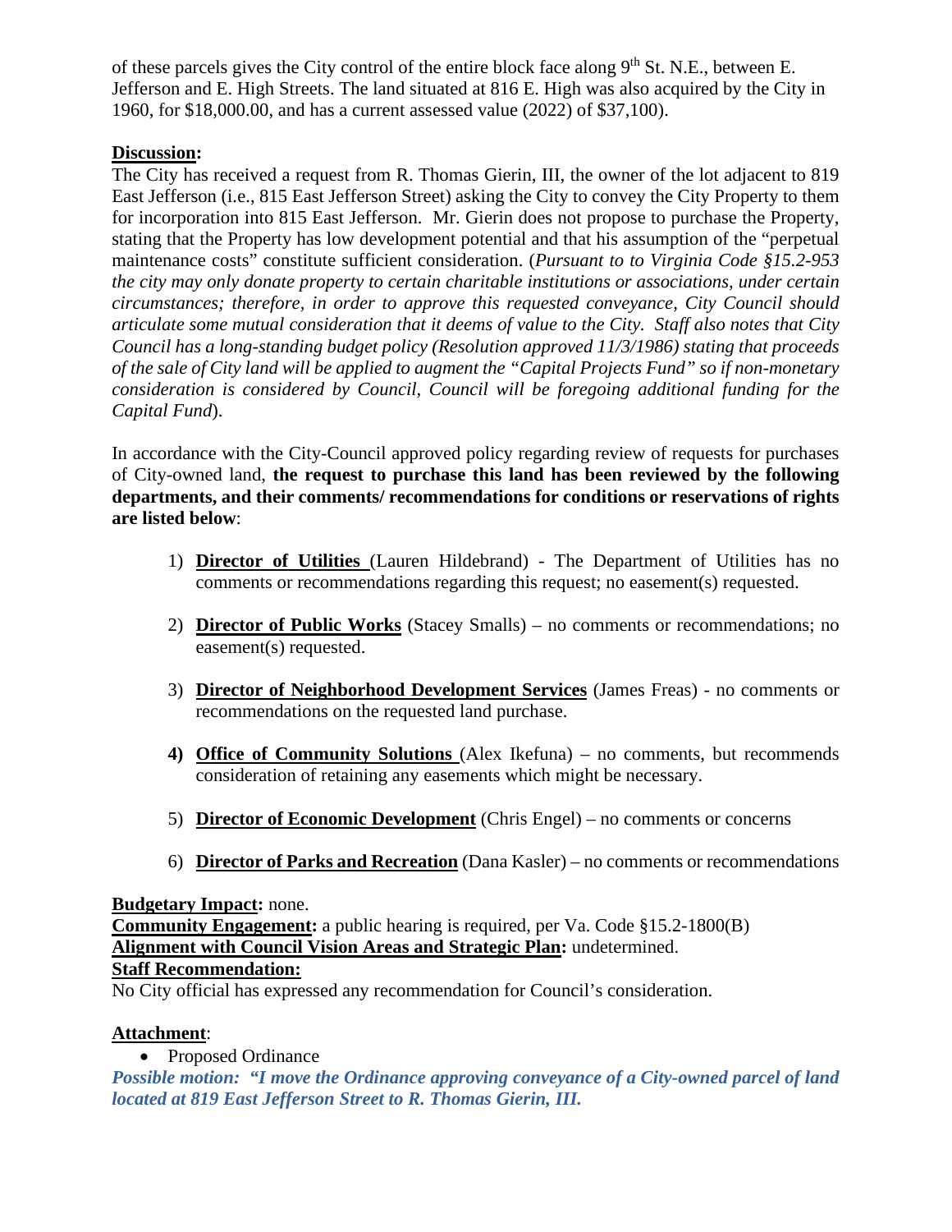of these parcels gives the City control of the entire block face along 9th St. N.E., between E. Jefferson and E. High Streets. The land situated at 816 E. High was also acquired by the City in 1960, for $18,000.00, and has a current assessed value (2022) of $37,100).

**Discussion:**

The City has received a request from R. Thomas Gierin, III, the owner of the lot adjacent to 819 East Jefferson (i.e., 815 East Jefferson Street) asking the City to convey the City Property to them for incorporation into 815 East Jefferson. Mr. Gierin does not propose to purchase the Property, stating that the Property has low development potential and that his assumption of the "perpetual maintenance costs" constitute sufficient consideration. (*Pursuant to to Virginia Code §15.2-953 the city may only donate property to certain charitable institutions or associations, under certain circumstances; therefore, in order to approve this requested conveyance, City Council should articulate some mutual consideration that it deems of value to the City. Staff also notes that City Council has a long-standing budget policy (Resolution approved 11/3/1986) stating that proceeds of the sale of City land will be applied to augment the "Capital Projects Fund" so if non-monetary consideration is considered by Council, Council will be foregoing additional funding for the Capital Fund*).

In accordance with the City-Council approved policy regarding review of requests for purchases of City-owned land, **the request to purchase this land has been reviewed by the following departments, and their comments/ recommendations for conditions or reservations of rights are listed below**:

1) **Director of Utilities** (Lauren Hildebrand) - The Department of Utilities has no comments or recommendations regarding this request; no easement(s) requested.
2) **Director of Public Works** (Stacey Smalls) – no comments or recommendations; no easement(s) requested.
3) **Director of Neighborhood Development Services** (James Freas) - no comments or recommendations on the requested land purchase.
4) **Office of Community Solutions** (Alex Ikefuna) – no comments, but recommends consideration of retaining any easements which might be necessary.
5) **Director of Economic Development** (Chris Engel) – no comments or concerns
6) **Director of Parks and Recreation** (Dana Kasler) – no comments or recommendations

**Budgetary Impact:** none.
**Community Engagement:** a public hearing is required, per Va. Code §15.2-1800(B)
**Alignment with Council Vision Areas and Strategic Plan:** undetermined.
**Staff Recommendation:**
No City official has expressed any recommendation for Council's consideration.

**Attachment**:

- Proposed Ordinance

***Possible motion: "I move the Ordinance approving conveyance of a City-owned parcel of land located at 819 East Jefferson Street to R. Thomas Gierin, III.***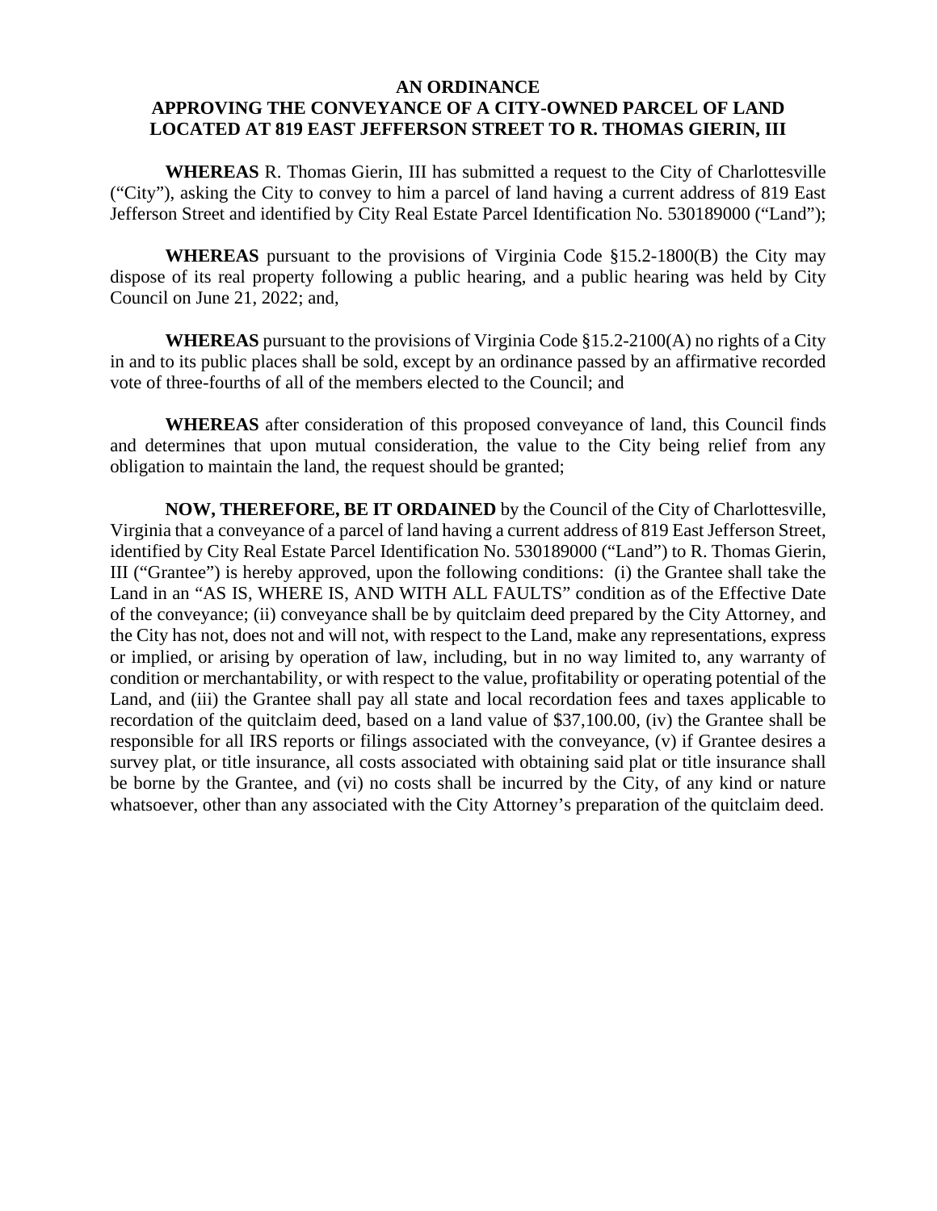# AN ORDINANCE
# APPROVING THE CONVEYANCE OF A CITY-OWNED PARCEL OF LAND LOCATED AT 819 EAST JEFFERSON STREET TO R. THOMAS GIERIN, III

**WHEREAS** R. Thomas Gierin, III has submitted a request to the City of Charlottesville ("City"), asking the City to convey to him a parcel of land having a current address of 819 East Jefferson Street and identified by City Real Estate Parcel Identification No. 530189000 ("Land");

**WHEREAS** pursuant to the provisions of Virginia Code §15.2-1800(B) the City may dispose of its real property following a public hearing, and a public hearing was held by City Council on June 21, 2022; and,

**WHEREAS** pursuant to the provisions of Virginia Code §15.2-2100(A) no rights of a City in and to its public places shall be sold, except by an ordinance passed by an affirmative recorded vote of three-fourths of all of the members elected to the Council; and

**WHEREAS** after consideration of this proposed conveyance of land, this Council finds and determines that upon mutual consideration, the value to the City being relief from any obligation to maintain the land, the request should be granted;

**NOW, THEREFORE, BE IT ORDAINED** by the Council of the City of Charlottesville, Virginia that a conveyance of a parcel of land having a current address of 819 East Jefferson Street, identified by City Real Estate Parcel Identification No. 530189000 ("Land") to R. Thomas Gierin, III ("Grantee") is hereby approved, upon the following conditions: (i) the Grantee shall take the Land in an "AS IS, WHERE IS, AND WITH ALL FAULTS" condition as of the Effective Date of the conveyance; (ii) conveyance shall be by quitclaim deed prepared by the City Attorney, and the City has not, does not and will not, with respect to the Land, make any representations, express or implied, or arising by operation of law, including, but in no way limited to, any warranty of condition or merchantability, or with respect to the value, profitability or operating potential of the Land, and (iii) the Grantee shall pay all state and local recordation fees and taxes applicable to recordation of the quitclaim deed, based on a land value of $37,100.00, (iv) the Grantee shall be responsible for all IRS reports or filings associated with the conveyance, (v) if Grantee desires a survey plat, or title insurance, all costs associated with obtaining said plat or title insurance shall be borne by the Grantee, and (vi) no costs shall be incurred by the City, of any kind or nature whatsoever, other than any associated with the City Attorney's preparation of the quitclaim deed.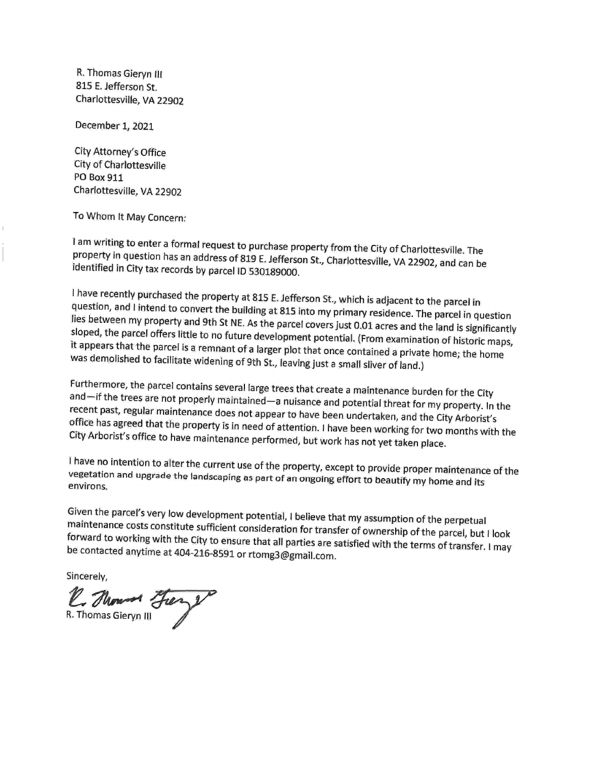R. Thomas Gieryn III
815 E. Jefferson St.
Charlottesville, VA 22902

December 1, 2021

City Attorney's Office
City of Charlottesville
PO Box 911
Charlottesville, VA 22902

To Whom It May Concern:

I am writing to enter a formal request to purchase property from the City of Charlottesville. The property in question has an address of 819 E. Jefferson St., Charlottesville, VA 22902, and can be identified in City tax records by parcel ID 530189000.

I have recently purchased the property at 815 E. Jefferson St., which is adjacent to the parcel in question, and I intend to convert the building at 815 into my primary residence. The parcel in question lies between my property and 9th St NE. As the parcel covers just 0.01 acres and the land is significantly sloped, the parcel offers little to no future development potential. (From examination of historic maps, it appears that the parcel is a remnant of a larger plot that once contained a private home; the home was demolished to facilitate widening of 9th St., leaving just a small sliver of land.)

Furthermore, the parcel contains several large trees that create a maintenance burden for the City and—if the trees are not properly maintained—a nuisance and potential threat for my property. In the recent past, regular maintenance does not appear to have been undertaken, and the City Arborist's office has agreed that the property is in need of attention. I have been working for two months with the City Arborist's office to have maintenance performed, but work has not yet taken place.

I have no intention to alter the current use of the property, except to provide proper maintenance of the vegetation and upgrade the landscaping as part of an ongoing effort to beautify my home and its environs.

Given the parcel's very low development potential, I believe that my assumption of the perpetual maintenance costs constitute sufficient consideration for transfer of ownership of the parcel, but I look forward to working with the City to ensure that all parties are satisfied with the terms of transfer. I may be contacted anytime at 404-216-8591 or rtomg3@gmail.com.

Sincerely,

R. Thomas Gieryn III